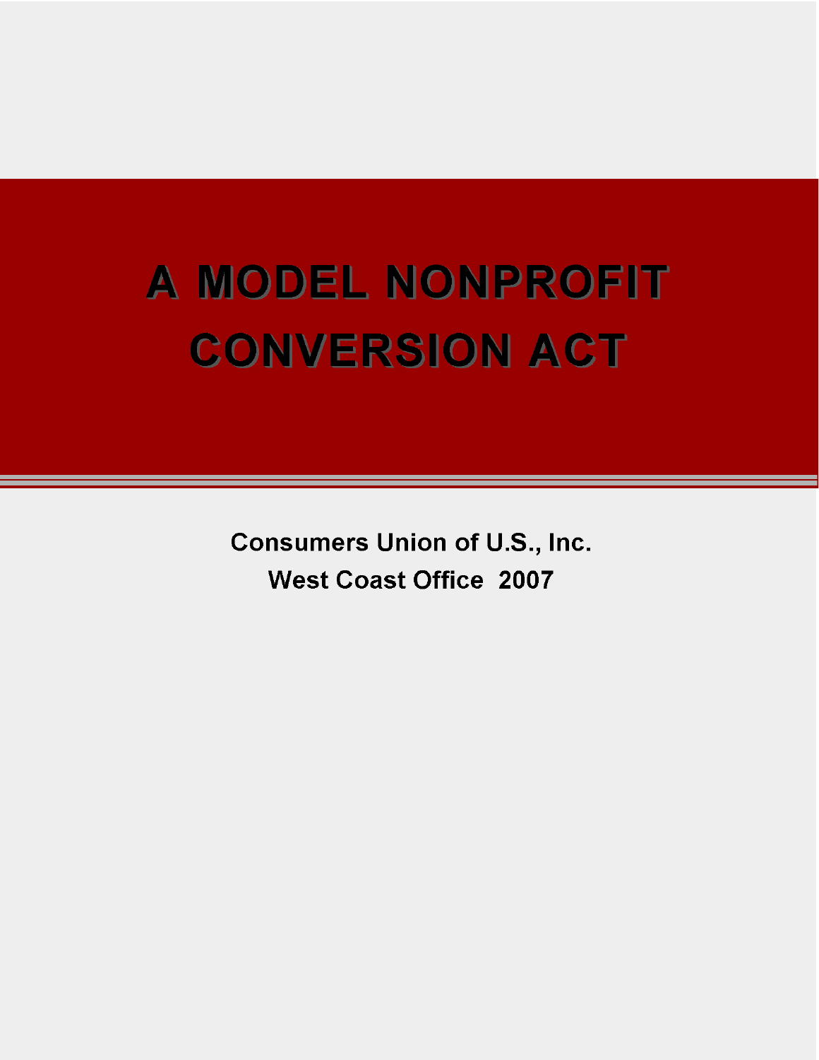# A MODEL NONPROFIT CONVERSION ACT

**Consumers Union of U.S., Inc.**
**West Coast Office 2007**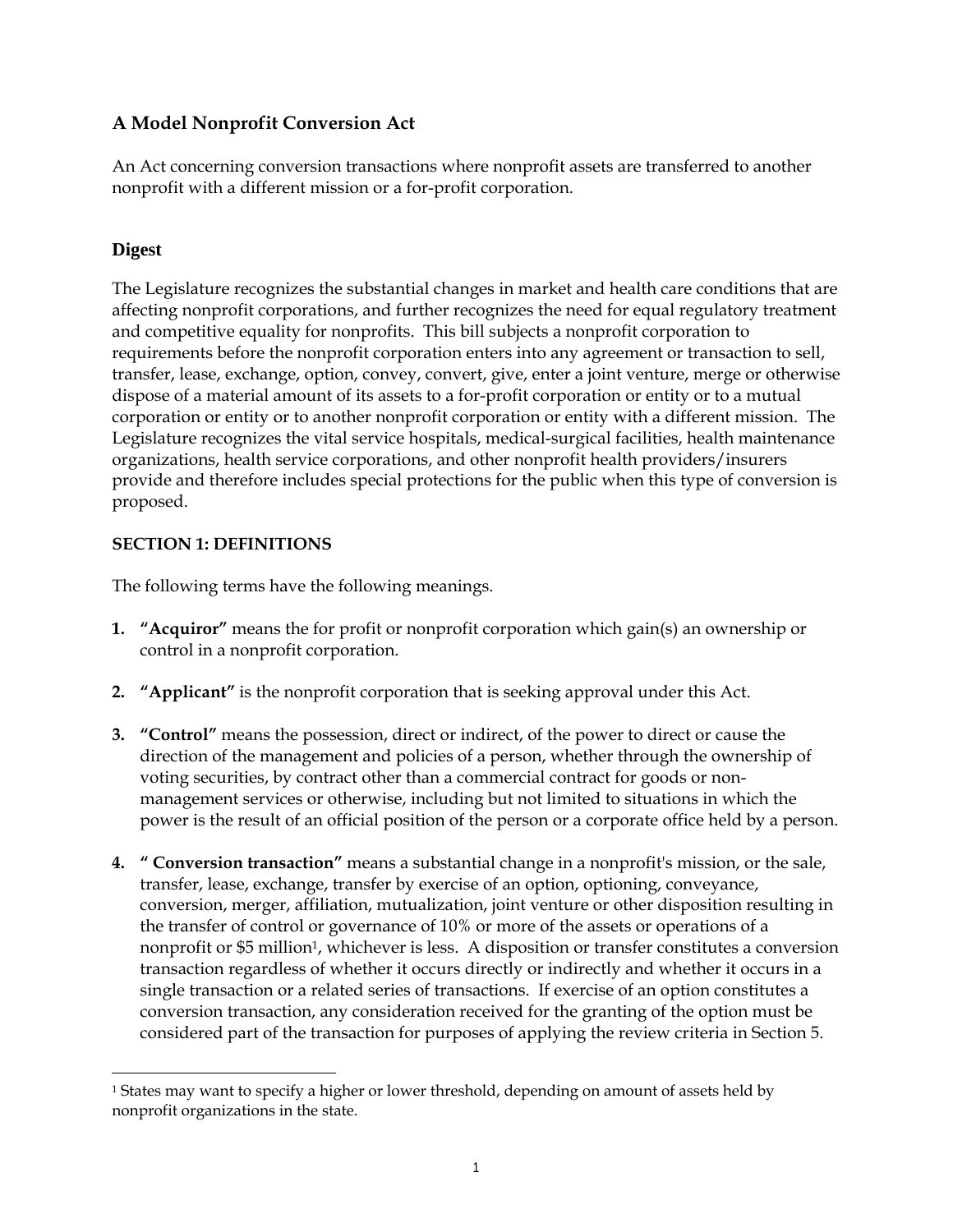## A Model Nonprofit Conversion Act

An Act concerning conversion transactions where nonprofit assets are transferred to another nonprofit with a different mission or a for-profit corporation.

### Digest

The Legislature recognizes the substantial changes in market and health care conditions that are affecting nonprofit corporations, and further recognizes the need for equal regulatory treatment and competitive equality for nonprofits. This bill subjects a nonprofit corporation to requirements before the nonprofit corporation enters into any agreement or transaction to sell, transfer, lease, exchange, option, convey, convert, give, enter a joint venture, merge or otherwise dispose of a material amount of its assets to a for-profit corporation or entity or to a mutual corporation or entity or to another nonprofit corporation or entity with a different mission. The Legislature recognizes the vital service hospitals, medical-surgical facilities, health maintenance organizations, health service corporations, and other nonprofit health providers/insurers provide and therefore includes special protections for the public when this type of conversion is proposed.

### SECTION 1: DEFINITIONS

The following terms have the following meanings.

1. **"Acquiror"** means the for profit or nonprofit corporation which gain(s) an ownership or control in a nonprofit corporation.

2. **"Applicant"** is the nonprofit corporation that is seeking approval under this Act.

3. **"Control"** means the possession, direct or indirect, of the power to direct or cause the direction of the management and policies of a person, whether through the ownership of voting securities, by contract other than a commercial contract for goods or non-management services or otherwise, including but not limited to situations in which the power is the result of an official position of the person or a corporate office held by a person.

4. **" Conversion transaction"** means a substantial change in a nonprofit's mission, or the sale, transfer, lease, exchange, transfer by exercise of an option, optioning, conveyance, conversion, merger, affiliation, mutualization, joint venture or other disposition resulting in the transfer of control or governance of 10% or more of the assets or operations of a nonprofit or $5 million[1], whichever is less. A disposition or transfer constitutes a conversion transaction regardless of whether it occurs directly or indirectly and whether it occurs in a single transaction or a related series of transactions. If exercise of an option constitutes a conversion transaction, any consideration received for the granting of the option must be considered part of the transaction for purposes of applying the review criteria in Section 5.

[1] States may want to specify a higher or lower threshold, depending on amount of assets held by nonprofit organizations in the state.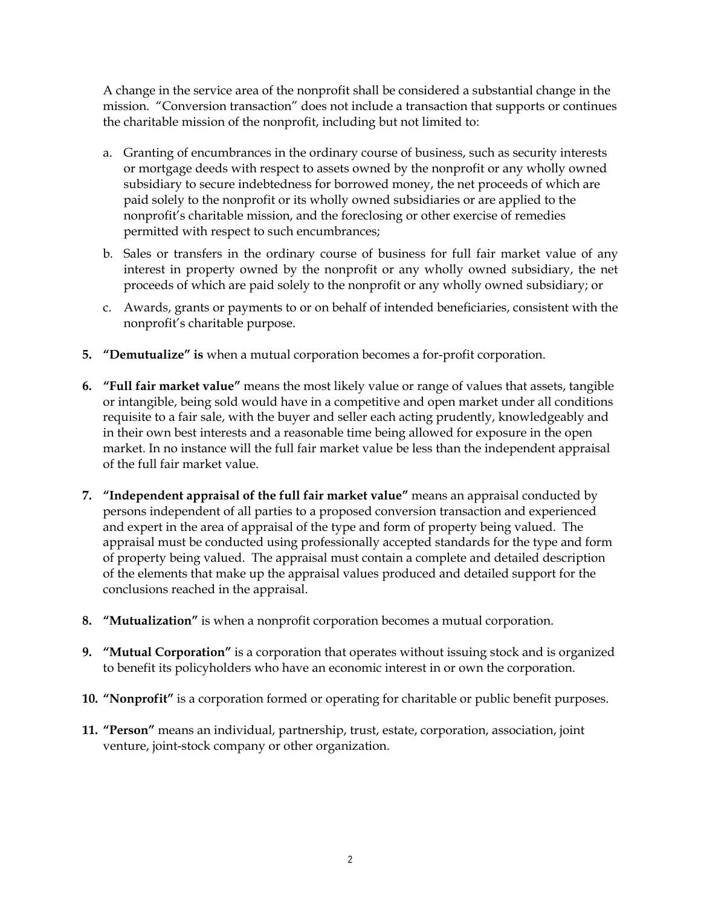A change in the service area of the nonprofit shall be considered a substantial change in the mission. "Conversion transaction" does not include a transaction that supports or continues the charitable mission of the nonprofit, including but not limited to:

a. Granting of encumbrances in the ordinary course of business, such as security interests or mortgage deeds with respect to assets owned by the nonprofit or any wholly owned subsidiary to secure indebtedness for borrowed money, the net proceeds of which are paid solely to the nonprofit or its wholly owned subsidiaries or are applied to the nonprofit's charitable mission, and the foreclosing or other exercise of remedies permitted with respect to such encumbrances;

b. Sales or transfers in the ordinary course of business for full fair market value of any interest in property owned by the nonprofit or any wholly owned subsidiary, the net proceeds of which are paid solely to the nonprofit or any wholly owned subsidiary; or

c. Awards, grants or payments to or on behalf of intended beneficiaries, consistent with the nonprofit's charitable purpose.

5. **"Demutualize" is** when a mutual corporation becomes a for-profit corporation.

6. **"Full fair market value"** means the most likely value or range of values that assets, tangible or intangible, being sold would have in a competitive and open market under all conditions requisite to a fair sale, with the buyer and seller each acting prudently, knowledgeably and in their own best interests and a reasonable time being allowed for exposure in the open market. In no instance will the full fair market value be less than the independent appraisal of the full fair market value.

7. **"Independent appraisal of the full fair market value"** means an appraisal conducted by persons independent of all parties to a proposed conversion transaction and experienced and expert in the area of appraisal of the type and form of property being valued. The appraisal must be conducted using professionally accepted standards for the type and form of property being valued. The appraisal must contain a complete and detailed description of the elements that make up the appraisal values produced and detailed support for the conclusions reached in the appraisal.

8. **"Mutualization"** is when a nonprofit corporation becomes a mutual corporation.

9. **"Mutual Corporation"** is a corporation that operates without issuing stock and is organized to benefit its policyholders who have an economic interest in or own the corporation.

10. **"Nonprofit"** is a corporation formed or operating for charitable or public benefit purposes.

11. **"Person"** means an individual, partnership, trust, estate, corporation, association, joint venture, joint-stock company or other organization.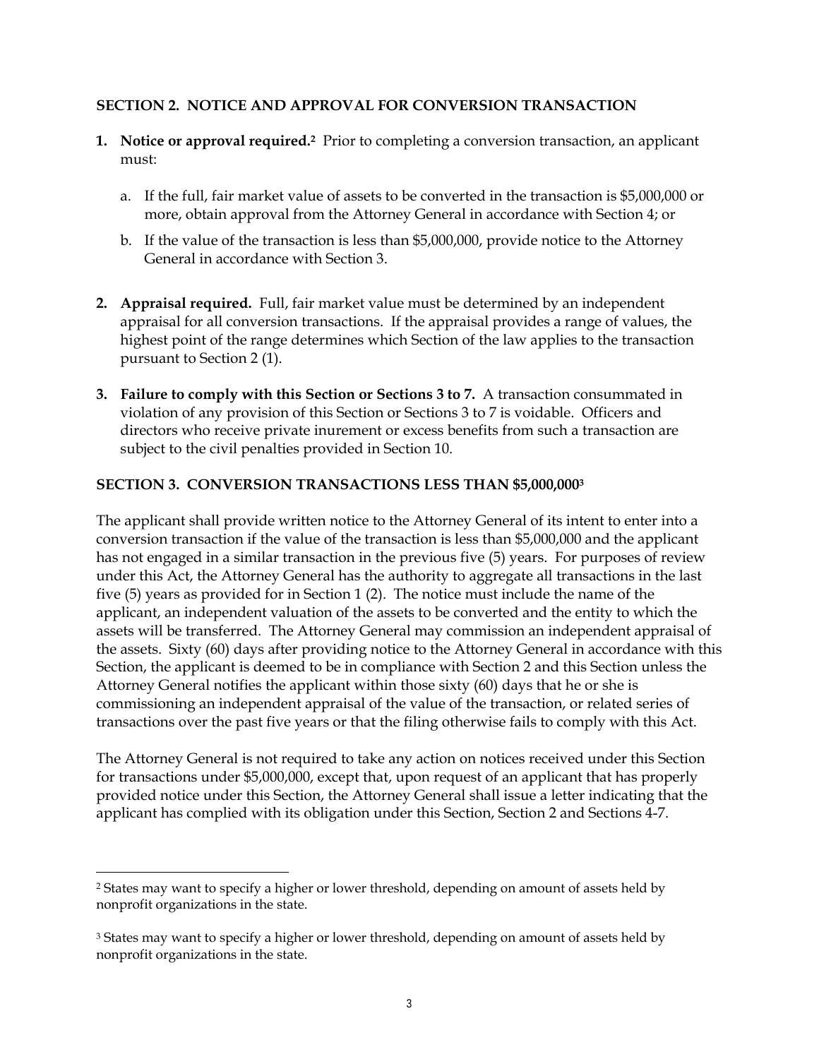## SECTION 2. NOTICE AND APPROVAL FOR CONVERSION TRANSACTION

1. **Notice or approval required.**[2] Prior to completing a conversion transaction, an applicant must:

   a. If the full, fair market value of assets to be converted in the transaction is $5,000,000 or more, obtain approval from the Attorney General in accordance with Section 4; or

   b. If the value of the transaction is less than $5,000,000, provide notice to the Attorney General in accordance with Section 3.

2. **Appraisal required.** Full, fair market value must be determined by an independent appraisal for all conversion transactions. If the appraisal provides a range of values, the highest point of the range determines which Section of the law applies to the transaction pursuant to Section 2 (1).

3. **Failure to comply with this Section or Sections 3 to 7.** A transaction consummated in violation of any provision of this Section or Sections 3 to 7 is voidable. Officers and directors who receive private inurement or excess benefits from such a transaction are subject to the civil penalties provided in Section 10.

## SECTION 3. CONVERSION TRANSACTIONS LESS THAN $5,000,000[3]

The applicant shall provide written notice to the Attorney General of its intent to enter into a conversion transaction if the value of the transaction is less than $5,000,000 and the applicant has not engaged in a similar transaction in the previous five (5) years. For purposes of review under this Act, the Attorney General has the authority to aggregate all transactions in the last five (5) years as provided for in Section 1 (2). The notice must include the name of the applicant, an independent valuation of the assets to be converted and the entity to which the assets will be transferred. The Attorney General may commission an independent appraisal of the assets. Sixty (60) days after providing notice to the Attorney General in accordance with this Section, the applicant is deemed to be in compliance with Section 2 and this Section unless the Attorney General notifies the applicant within those sixty (60) days that he or she is commissioning an independent appraisal of the value of the transaction, or related series of transactions over the past five years or that the filing otherwise fails to comply with this Act.

The Attorney General is not required to take any action on notices received under this Section for transactions under $5,000,000, except that, upon request of an applicant that has properly provided notice under this Section, the Attorney General shall issue a letter indicating that the applicant has complied with its obligation under this Section, Section 2 and Sections 4-7.

---

[2] States may want to specify a higher or lower threshold, depending on amount of assets held by nonprofit organizations in the state.

[3] States may want to specify a higher or lower threshold, depending on amount of assets held by nonprofit organizations in the state.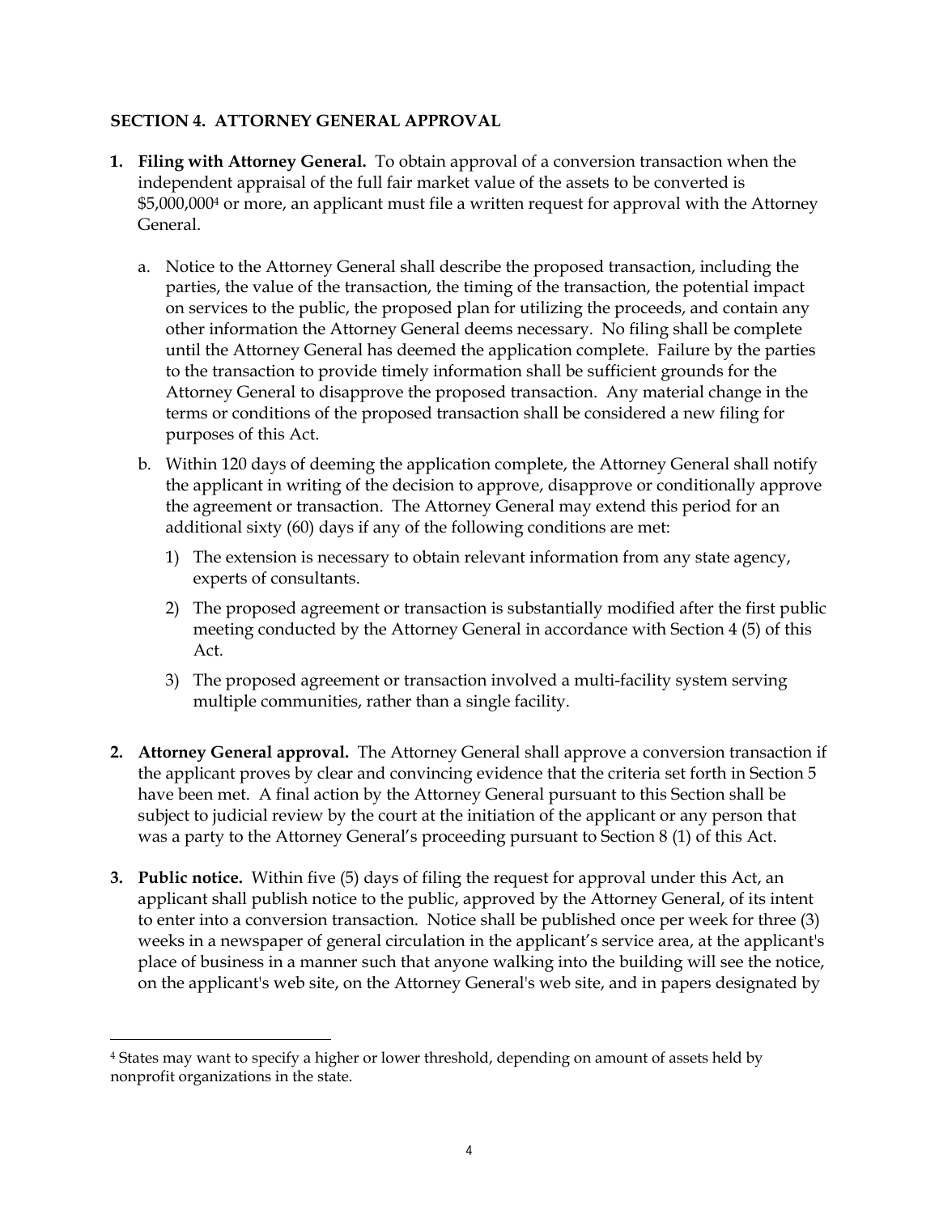### SECTION 4. ATTORNEY GENERAL APPROVAL

1. **Filing with Attorney General.** To obtain approval of a conversion transaction when the independent appraisal of the full fair market value of the assets to be converted is $5,000,000[4] or more, an applicant must file a written request for approval with the Attorney General.

   a. Notice to the Attorney General shall describe the proposed transaction, including the parties, the value of the transaction, the timing of the transaction, the potential impact on services to the public, the proposed plan for utilizing the proceeds, and contain any other information the Attorney General deems necessary. No filing shall be complete until the Attorney General has deemed the application complete. Failure by the parties to the transaction to provide timely information shall be sufficient grounds for the Attorney General to disapprove the proposed transaction. Any material change in the terms or conditions of the proposed transaction shall be considered a new filing for purposes of this Act.

   b. Within 120 days of deeming the application complete, the Attorney General shall notify the applicant in writing of the decision to approve, disapprove or conditionally approve the agreement or transaction. The Attorney General may extend this period for an additional sixty (60) days if any of the following conditions are met:

      1) The extension is necessary to obtain relevant information from any state agency, experts of consultants.

      2) The proposed agreement or transaction is substantially modified after the first public meeting conducted by the Attorney General in accordance with Section 4 (5) of this Act.

      3) The proposed agreement or transaction involved a multi-facility system serving multiple communities, rather than a single facility.

2. **Attorney General approval.** The Attorney General shall approve a conversion transaction if the applicant proves by clear and convincing evidence that the criteria set forth in Section 5 have been met. A final action by the Attorney General pursuant to this Section shall be subject to judicial review by the court at the initiation of the applicant or any person that was a party to the Attorney General's proceeding pursuant to Section 8 (1) of this Act.

3. **Public notice.** Within five (5) days of filing the request for approval under this Act, an applicant shall publish notice to the public, approved by the Attorney General, of its intent to enter into a conversion transaction. Notice shall be published once per week for three (3) weeks in a newspaper of general circulation in the applicant's service area, at the applicant's place of business in a manner such that anyone walking into the building will see the notice, on the applicant's web site, on the Attorney General's web site, and in papers designated by

---

[4] States may want to specify a higher or lower threshold, depending on amount of assets held by nonprofit organizations in the state.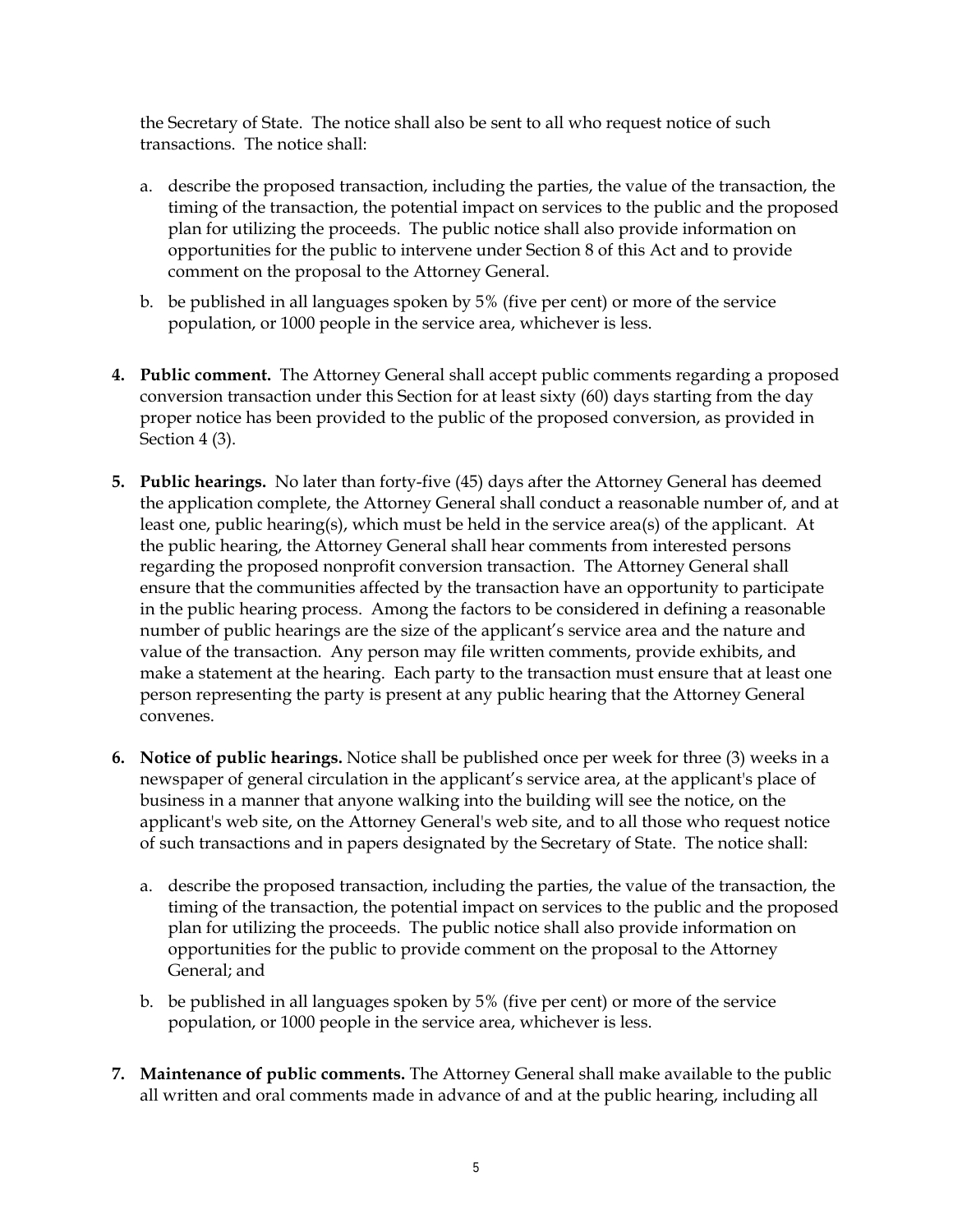the Secretary of State. The notice shall also be sent to all who request notice of such transactions. The notice shall:

a. describe the proposed transaction, including the parties, the value of the transaction, the timing of the transaction, the potential impact on services to the public and the proposed plan for utilizing the proceeds. The public notice shall also provide information on opportunities for the public to intervene under Section 8 of this Act and to provide comment on the proposal to the Attorney General.

b. be published in all languages spoken by 5% (five per cent) or more of the service population, or 1000 people in the service area, whichever is less.

4. **Public comment.** The Attorney General shall accept public comments regarding a proposed conversion transaction under this Section for at least sixty (60) days starting from the day proper notice has been provided to the public of the proposed conversion, as provided in Section 4 (3).

5. **Public hearings.** No later than forty-five (45) days after the Attorney General has deemed the application complete, the Attorney General shall conduct a reasonable number of, and at least one, public hearing(s), which must be held in the service area(s) of the applicant. At the public hearing, the Attorney General shall hear comments from interested persons regarding the proposed nonprofit conversion transaction. The Attorney General shall ensure that the communities affected by the transaction have an opportunity to participate in the public hearing process. Among the factors to be considered in defining a reasonable number of public hearings are the size of the applicant's service area and the nature and value of the transaction. Any person may file written comments, provide exhibits, and make a statement at the hearing. Each party to the transaction must ensure that at least one person representing the party is present at any public hearing that the Attorney General convenes.

6. **Notice of public hearings.** Notice shall be published once per week for three (3) weeks in a newspaper of general circulation in the applicant's service area, at the applicant's place of business in a manner that anyone walking into the building will see the notice, on the applicant's web site, on the Attorney General's web site, and to all those who request notice of such transactions and in papers designated by the Secretary of State. The notice shall:

a. describe the proposed transaction, including the parties, the value of the transaction, the timing of the transaction, the potential impact on services to the public and the proposed plan for utilizing the proceeds. The public notice shall also provide information on opportunities for the public to provide comment on the proposal to the Attorney General; and

b. be published in all languages spoken by 5% (five per cent) or more of the service population, or 1000 people in the service area, whichever is less.

7. **Maintenance of public comments.** The Attorney General shall make available to the public all written and oral comments made in advance of and at the public hearing, including all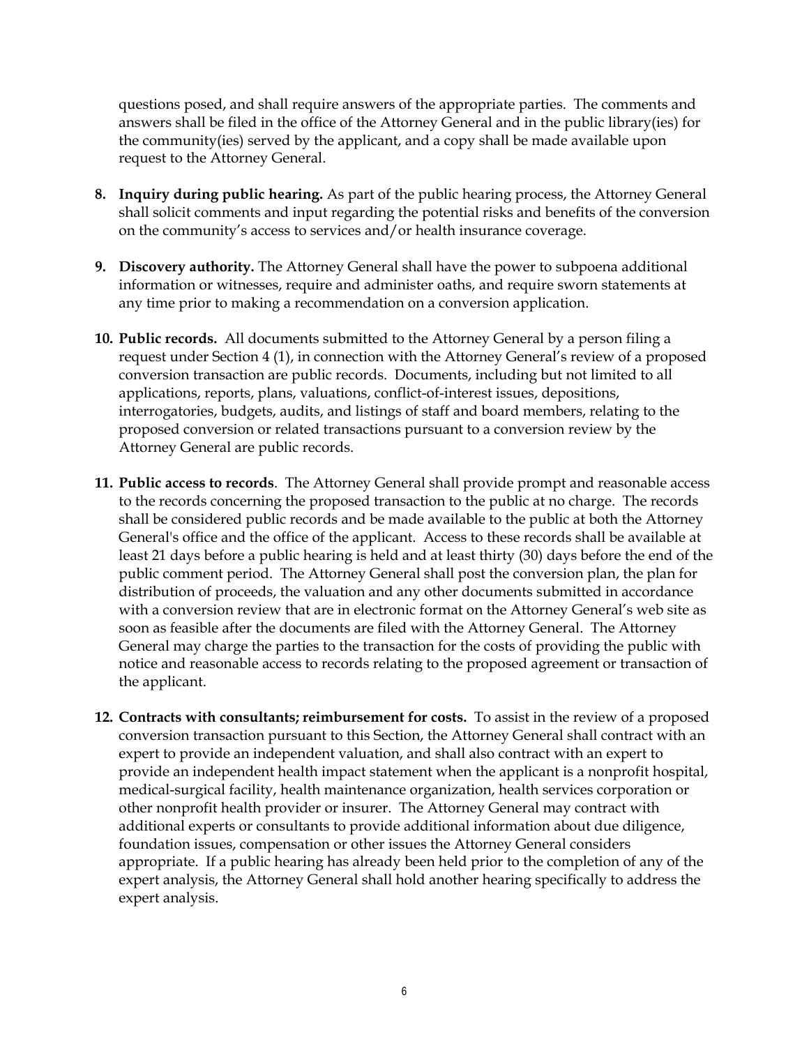questions posed, and shall require answers of the appropriate parties. The comments and answers shall be filed in the office of the Attorney General and in the public library(ies) for the community(ies) served by the applicant, and a copy shall be made available upon request to the Attorney General.

8. **Inquiry during public hearing.** As part of the public hearing process, the Attorney General shall solicit comments and input regarding the potential risks and benefits of the conversion on the community's access to services and/or health insurance coverage.

9. **Discovery authority.** The Attorney General shall have the power to subpoena additional information or witnesses, require and administer oaths, and require sworn statements at any time prior to making a recommendation on a conversion application.

10. **Public records.** All documents submitted to the Attorney General by a person filing a request under Section 4 (1), in connection with the Attorney General's review of a proposed conversion transaction are public records. Documents, including but not limited to all applications, reports, plans, valuations, conflict-of-interest issues, depositions, interrogatories, budgets, audits, and listings of staff and board members, relating to the proposed conversion or related transactions pursuant to a conversion review by the Attorney General are public records.

11. **Public access to records**. The Attorney General shall provide prompt and reasonable access to the records concerning the proposed transaction to the public at no charge. The records shall be considered public records and be made available to the public at both the Attorney General's office and the office of the applicant. Access to these records shall be available at least 21 days before a public hearing is held and at least thirty (30) days before the end of the public comment period. The Attorney General shall post the conversion plan, the plan for distribution of proceeds, the valuation and any other documents submitted in accordance with a conversion review that are in electronic format on the Attorney General's web site as soon as feasible after the documents are filed with the Attorney General. The Attorney General may charge the parties to the transaction for the costs of providing the public with notice and reasonable access to records relating to the proposed agreement or transaction of the applicant.

12. **Contracts with consultants; reimbursement for costs.** To assist in the review of a proposed conversion transaction pursuant to this Section, the Attorney General shall contract with an expert to provide an independent valuation, and shall also contract with an expert to provide an independent health impact statement when the applicant is a nonprofit hospital, medical-surgical facility, health maintenance organization, health services corporation or other nonprofit health provider or insurer. The Attorney General may contract with additional experts or consultants to provide additional information about due diligence, foundation issues, compensation or other issues the Attorney General considers appropriate. If a public hearing has already been held prior to the completion of any of the expert analysis, the Attorney General shall hold another hearing specifically to address the expert analysis.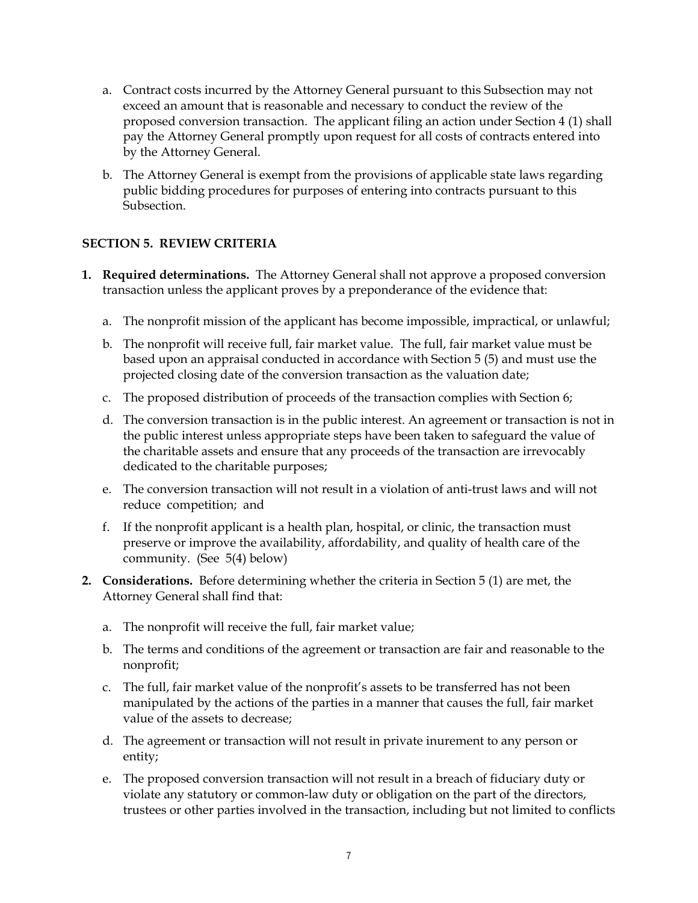a. Contract costs incurred by the Attorney General pursuant to this Subsection may not exceed an amount that is reasonable and necessary to conduct the review of the proposed conversion transaction. The applicant filing an action under Section 4 (1) shall pay the Attorney General promptly upon request for all costs of contracts entered into by the Attorney General.

b. The Attorney General is exempt from the provisions of applicable state laws regarding public bidding procedures for purposes of entering into contracts pursuant to this Subsection.

**SECTION 5. REVIEW CRITERIA**

1. **Required determinations.** The Attorney General shall not approve a proposed conversion transaction unless the applicant proves by a preponderance of the evidence that:

   a. The nonprofit mission of the applicant has become impossible, impractical, or unlawful;

   b. The nonprofit will receive full, fair market value. The full, fair market value must be based upon an appraisal conducted in accordance with Section 5 (5) and must use the projected closing date of the conversion transaction as the valuation date;

   c. The proposed distribution of proceeds of the transaction complies with Section 6;

   d. The conversion transaction is in the public interest. An agreement or transaction is not in the public interest unless appropriate steps have been taken to safeguard the value of the charitable assets and ensure that any proceeds of the transaction are irrevocably dedicated to the charitable purposes;

   e. The conversion transaction will not result in a violation of anti-trust laws and will not reduce competition; and

   f. If the nonprofit applicant is a health plan, hospital, or clinic, the transaction must preserve or improve the availability, affordability, and quality of health care of the community. (See 5(4) below)

2. **Considerations.** Before determining whether the criteria in Section 5 (1) are met, the Attorney General shall find that:

   a. The nonprofit will receive the full, fair market value;

   b. The terms and conditions of the agreement or transaction are fair and reasonable to the nonprofit;

   c. The full, fair market value of the nonprofit's assets to be transferred has not been manipulated by the actions of the parties in a manner that causes the full, fair market value of the assets to decrease;

   d. The agreement or transaction will not result in private inurement to any person or entity;

   e. The proposed conversion transaction will not result in a breach of fiduciary duty or violate any statutory or common-law duty or obligation on the part of the directors, trustees or other parties involved in the transaction, including but not limited to conflicts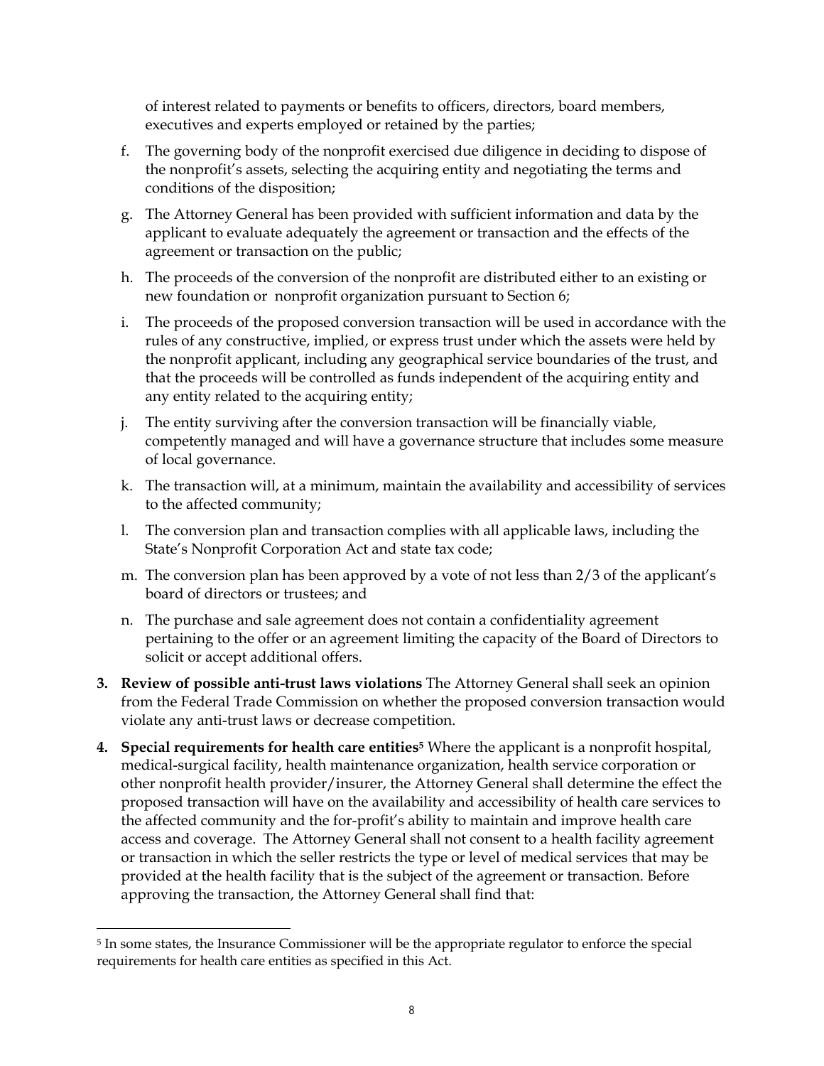of interest related to payments or benefits to officers, directors, board members, executives and experts employed or retained by the parties;

f. The governing body of the nonprofit exercised due diligence in deciding to dispose of the nonprofit's assets, selecting the acquiring entity and negotiating the terms and conditions of the disposition;

g. The Attorney General has been provided with sufficient information and data by the applicant to evaluate adequately the agreement or transaction and the effects of the agreement or transaction on the public;

h. The proceeds of the conversion of the nonprofit are distributed either to an existing or new foundation or nonprofit organization pursuant to Section 6;

i. The proceeds of the proposed conversion transaction will be used in accordance with the rules of any constructive, implied, or express trust under which the assets were held by the nonprofit applicant, including any geographical service boundaries of the trust, and that the proceeds will be controlled as funds independent of the acquiring entity and any entity related to the acquiring entity;

j. The entity surviving after the conversion transaction will be financially viable, competently managed and will have a governance structure that includes some measure of local governance.

k. The transaction will, at a minimum, maintain the availability and accessibility of services to the affected community;

l. The conversion plan and transaction complies with all applicable laws, including the State's Nonprofit Corporation Act and state tax code;

m. The conversion plan has been approved by a vote of not less than 2/3 of the applicant's board of directors or trustees; and

n. The purchase and sale agreement does not contain a confidentiality agreement pertaining to the offer or an agreement limiting the capacity of the Board of Directors to solicit or accept additional offers.

**3. Review of possible anti-trust laws violations** The Attorney General shall seek an opinion from the Federal Trade Commission on whether the proposed conversion transaction would violate any anti-trust laws or decrease competition.

**4. Special requirements for health care entities[5]** Where the applicant is a nonprofit hospital, medical-surgical facility, health maintenance organization, health service corporation or other nonprofit health provider/insurer, the Attorney General shall determine the effect the proposed transaction will have on the availability and accessibility of health care services to the affected community and the for-profit's ability to maintain and improve health care access and coverage. The Attorney General shall not consent to a health facility agreement or transaction in which the seller restricts the type or level of medical services that may be provided at the health facility that is the subject of the agreement or transaction. Before approving the transaction, the Attorney General shall find that:

[5] In some states, the Insurance Commissioner will be the appropriate regulator to enforce the special requirements for health care entities as specified in this Act.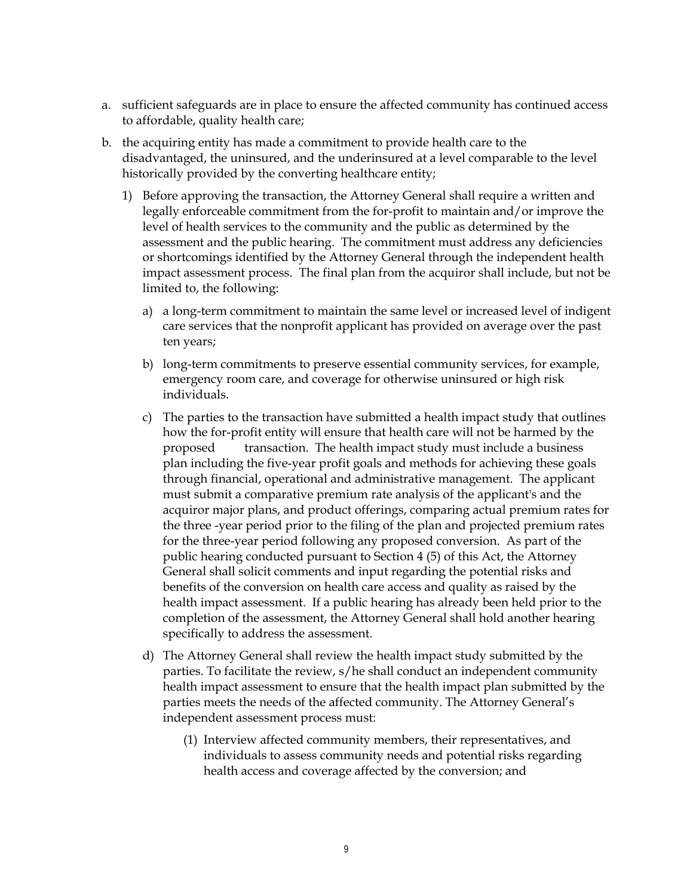a. sufficient safeguards are in place to ensure the affected community has continued access to affordable, quality health care;

b. the acquiring entity has made a commitment to provide health care to the disadvantaged, the uninsured, and the underinsured at a level comparable to the level historically provided by the converting healthcare entity;

   1) Before approving the transaction, the Attorney General shall require a written and legally enforceable commitment from the for-profit to maintain and/or improve the level of health services to the community and the public as determined by the assessment and the public hearing. The commitment must address any deficiencies or shortcomings identified by the Attorney General through the independent health impact assessment process. The final plan from the acquiror shall include, but not be limited to, the following:

      a) a long-term commitment to maintain the same level or increased level of indigent care services that the nonprofit applicant has provided on average over the past ten years;

      b) long-term commitments to preserve essential community services, for example, emergency room care, and coverage for otherwise uninsured or high risk individuals.

      c) The parties to the transaction have submitted a health impact study that outlines how the for-profit entity will ensure that health care will not be harmed by the proposed transaction. The health impact study must include a business plan including the five-year profit goals and methods for achieving these goals through financial, operational and administrative management. The applicant must submit a comparative premium rate analysis of the applicant's and the acquiror major plans, and product offerings, comparing actual premium rates for the three -year period prior to the filing of the plan and projected premium rates for the three-year period following any proposed conversion. As part of the public hearing conducted pursuant to Section 4 (5) of this Act, the Attorney General shall solicit comments and input regarding the potential risks and benefits of the conversion on health care access and quality as raised by the health impact assessment. If a public hearing has already been held prior to the completion of the assessment, the Attorney General shall hold another hearing specifically to address the assessment.

      d) The Attorney General shall review the health impact study submitted by the parties. To facilitate the review, s/he shall conduct an independent community health impact assessment to ensure that the health impact plan submitted by the parties meets the needs of the affected community. The Attorney General's independent assessment process must:

         (1) Interview affected community members, their representatives, and individuals to assess community needs and potential risks regarding health access and coverage affected by the conversion; and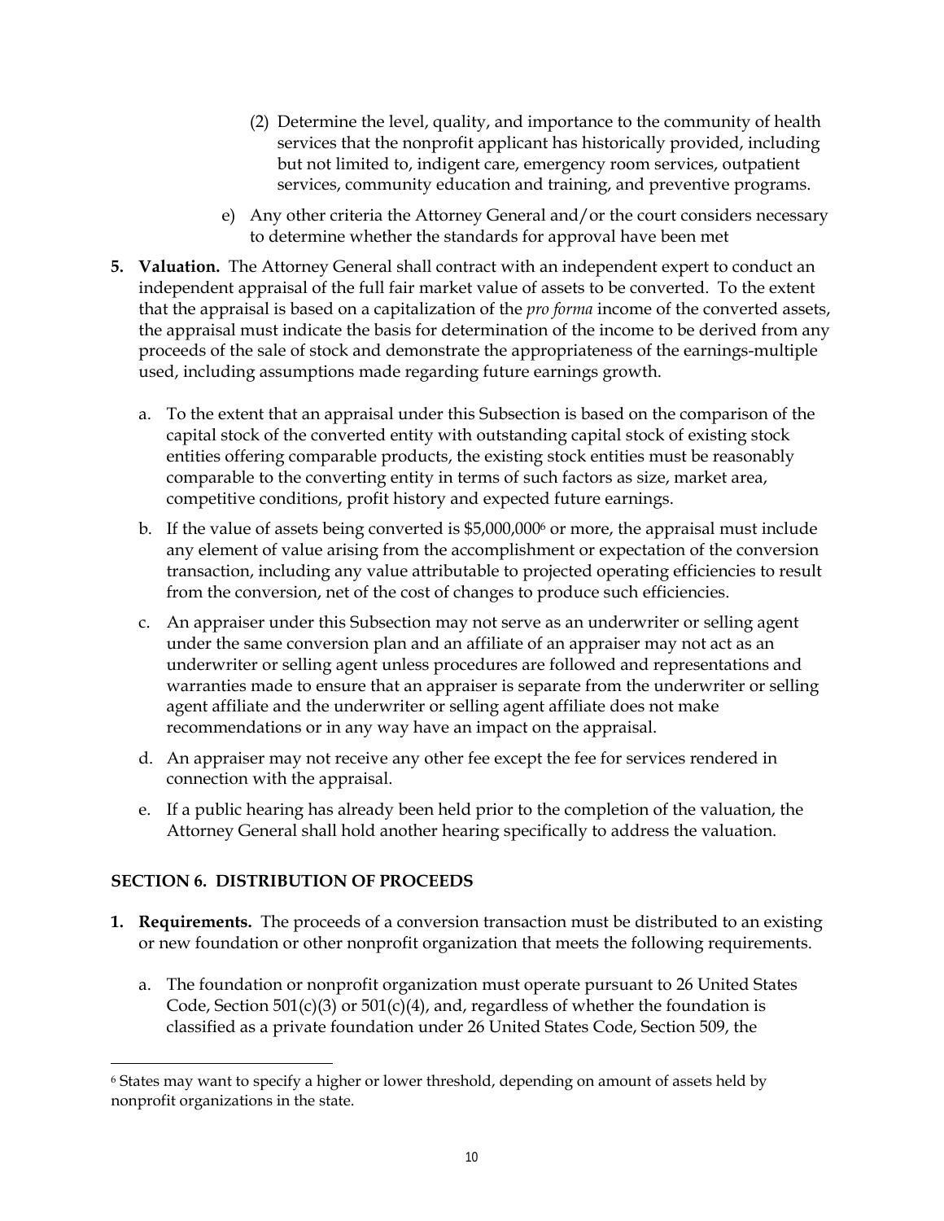(2) Determine the level, quality, and importance to the community of health services that the nonprofit applicant has historically provided, including but not limited to, indigent care, emergency room services, outpatient services, community education and training, and preventive programs.

e) Any other criteria the Attorney General and/or the court considers necessary to determine whether the standards for approval have been met

**5. Valuation.** The Attorney General shall contract with an independent expert to conduct an independent appraisal of the full fair market value of assets to be converted. To the extent that the appraisal is based on a capitalization of the *pro forma* income of the converted assets, the appraisal must indicate the basis for determination of the income to be derived from any proceeds of the sale of stock and demonstrate the appropriateness of the earnings-multiple used, including assumptions made regarding future earnings growth.

a. To the extent that an appraisal under this Subsection is based on the comparison of the capital stock of the converted entity with outstanding capital stock of existing stock entities offering comparable products, the existing stock entities must be reasonably comparable to the converting entity in terms of such factors as size, market area, competitive conditions, profit history and expected future earnings.

b. If the value of assets being converted is $5,000,000[6] or more, the appraisal must include any element of value arising from the accomplishment or expectation of the conversion transaction, including any value attributable to projected operating efficiencies to result from the conversion, net of the cost of changes to produce such efficiencies.

c. An appraiser under this Subsection may not serve as an underwriter or selling agent under the same conversion plan and an affiliate of an appraiser may not act as an underwriter or selling agent unless procedures are followed and representations and warranties made to ensure that an appraiser is separate from the underwriter or selling agent affiliate and the underwriter or selling agent affiliate does not make recommendations or in any way have an impact on the appraisal.

d. An appraiser may not receive any other fee except the fee for services rendered in connection with the appraisal.

e. If a public hearing has already been held prior to the completion of the valuation, the Attorney General shall hold another hearing specifically to address the valuation.

## SECTION 6. DISTRIBUTION OF PROCEEDS

**1. Requirements.** The proceeds of a conversion transaction must be distributed to an existing or new foundation or other nonprofit organization that meets the following requirements.

a. The foundation or nonprofit organization must operate pursuant to 26 United States Code, Section 501(c)(3) or 501(c)(4), and, regardless of whether the foundation is classified as a private foundation under 26 United States Code, Section 509, the

---

[6] States may want to specify a higher or lower threshold, depending on amount of assets held by nonprofit organizations in the state.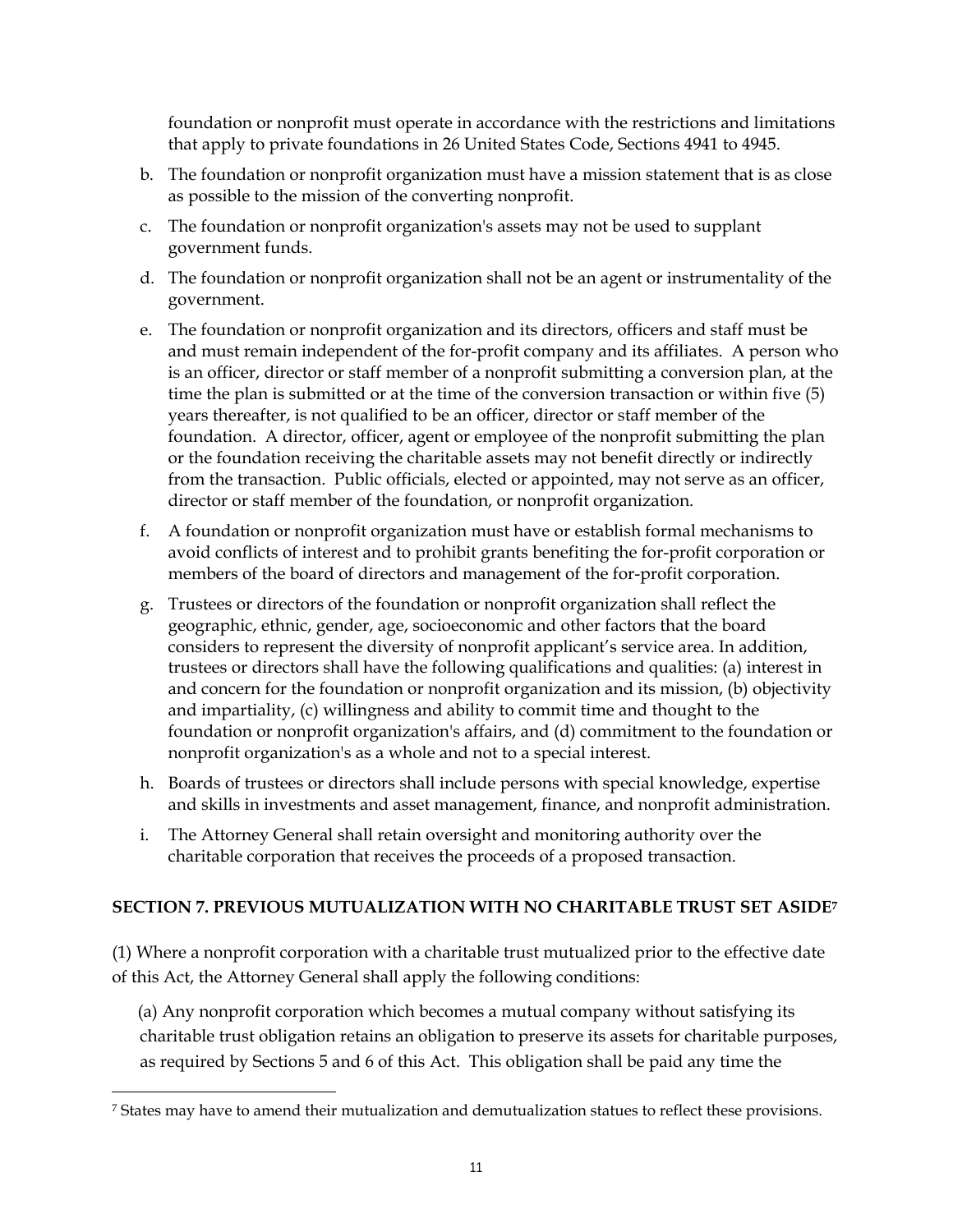foundation or nonprofit must operate in accordance with the restrictions and limitations that apply to private foundations in 26 United States Code, Sections 4941 to 4945.

b. The foundation or nonprofit organization must have a mission statement that is as close as possible to the mission of the converting nonprofit.

c. The foundation or nonprofit organization's assets may not be used to supplant government funds.

d. The foundation or nonprofit organization shall not be an agent or instrumentality of the government.

e. The foundation or nonprofit organization and its directors, officers and staff must be and must remain independent of the for-profit company and its affiliates. A person who is an officer, director or staff member of a nonprofit submitting a conversion plan, at the time the plan is submitted or at the time of the conversion transaction or within five (5) years thereafter, is not qualified to be an officer, director or staff member of the foundation. A director, officer, agent or employee of the nonprofit submitting the plan or the foundation receiving the charitable assets may not benefit directly or indirectly from the transaction. Public officials, elected or appointed, may not serve as an officer, director or staff member of the foundation, or nonprofit organization.

f. A foundation or nonprofit organization must have or establish formal mechanisms to avoid conflicts of interest and to prohibit grants benefiting the for-profit corporation or members of the board of directors and management of the for-profit corporation.

g. Trustees or directors of the foundation or nonprofit organization shall reflect the geographic, ethnic, gender, age, socioeconomic and other factors that the board considers to represent the diversity of nonprofit applicant's service area. In addition, trustees or directors shall have the following qualifications and qualities: (a) interest in and concern for the foundation or nonprofit organization and its mission, (b) objectivity and impartiality, (c) willingness and ability to commit time and thought to the foundation or nonprofit organization's affairs, and (d) commitment to the foundation or nonprofit organization's as a whole and not to a special interest.

h. Boards of trustees or directors shall include persons with special knowledge, expertise and skills in investments and asset management, finance, and nonprofit administration.

i. The Attorney General shall retain oversight and monitoring authority over the charitable corporation that receives the proceeds of a proposed transaction.

## SECTION 7. PREVIOUS MUTUALIZATION WITH NO CHARITABLE TRUST SET ASIDE[7]

(1) Where a nonprofit corporation with a charitable trust mutualized prior to the effective date of this Act, the Attorney General shall apply the following conditions:

(a) Any nonprofit corporation which becomes a mutual company without satisfying its charitable trust obligation retains an obligation to preserve its assets for charitable purposes, as required by Sections 5 and 6 of this Act. This obligation shall be paid any time the

[7] States may have to amend their mutualization and demutualization statues to reflect these provisions.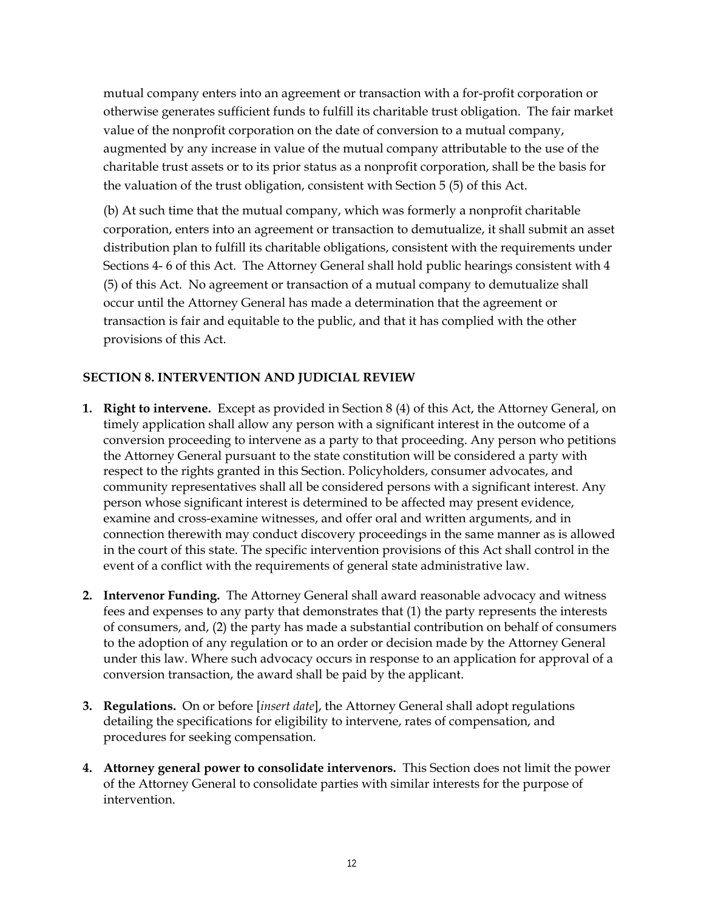mutual company enters into an agreement or transaction with a for-profit corporation or otherwise generates sufficient funds to fulfill its charitable trust obligation. The fair market value of the nonprofit corporation on the date of conversion to a mutual company, augmented by any increase in value of the mutual company attributable to the use of the charitable trust assets or to its prior status as a nonprofit corporation, shall be the basis for the valuation of the trust obligation, consistent with Section 5 (5) of this Act.

(b) At such time that the mutual company, which was formerly a nonprofit charitable corporation, enters into an agreement or transaction to demutualize, it shall submit an asset distribution plan to fulfill its charitable obligations, consistent with the requirements under Sections 4- 6 of this Act. The Attorney General shall hold public hearings consistent with 4 (5) of this Act. No agreement or transaction of a mutual company to demutualize shall occur until the Attorney General has made a determination that the agreement or transaction is fair and equitable to the public, and that it has complied with the other provisions of this Act.

**SECTION 8. INTERVENTION AND JUDICIAL REVIEW**

1. **Right to intervene.** Except as provided in Section 8 (4) of this Act, the Attorney General, on timely application shall allow any person with a significant interest in the outcome of a conversion proceeding to intervene as a party to that proceeding. Any person who petitions the Attorney General pursuant to the state constitution will be considered a party with respect to the rights granted in this Section. Policyholders, consumer advocates, and community representatives shall all be considered persons with a significant interest. Any person whose significant interest is determined to be affected may present evidence, examine and cross-examine witnesses, and offer oral and written arguments, and in connection therewith may conduct discovery proceedings in the same manner as is allowed in the court of this state. The specific intervention provisions of this Act shall control in the event of a conflict with the requirements of general state administrative law.

2. **Intervenor Funding.** The Attorney General shall award reasonable advocacy and witness fees and expenses to any party that demonstrates that (1) the party represents the interests of consumers, and, (2) the party has made a substantial contribution on behalf of consumers to the adoption of any regulation or to an order or decision made by the Attorney General under this law. Where such advocacy occurs in response to an application for approval of a conversion transaction, the award shall be paid by the applicant.

3. **Regulations.** On or before [*insert date*], the Attorney General shall adopt regulations detailing the specifications for eligibility to intervene, rates of compensation, and procedures for seeking compensation.

4. **Attorney general power to consolidate intervenors.** This Section does not limit the power of the Attorney General to consolidate parties with similar interests for the purpose of intervention.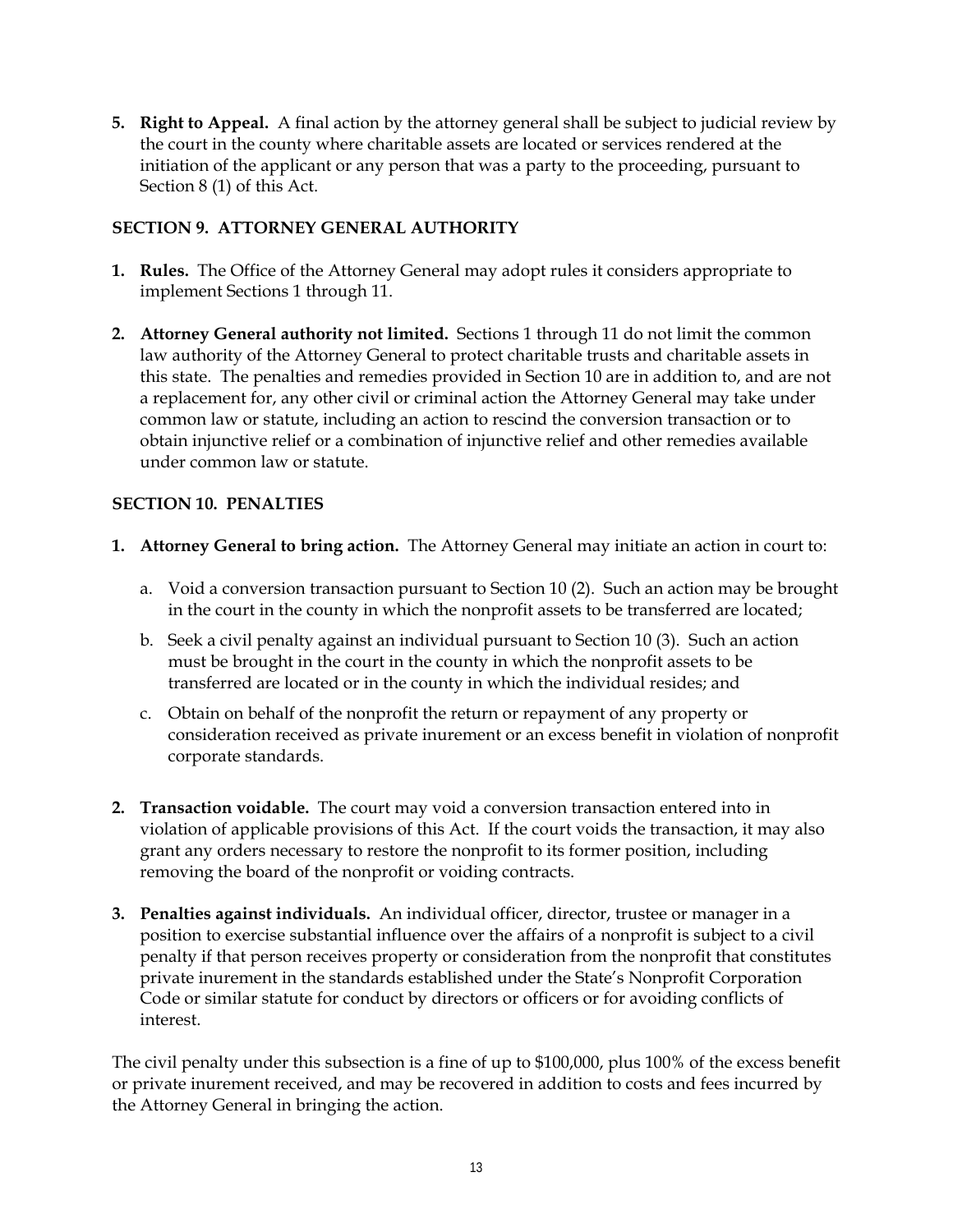5. **Right to Appeal.** A final action by the attorney general shall be subject to judicial review by the court in the county where charitable assets are located or services rendered at the initiation of the applicant or any person that was a party to the proceeding, pursuant to Section 8 (1) of this Act.

## SECTION 9. ATTORNEY GENERAL AUTHORITY

1. **Rules.** The Office of the Attorney General may adopt rules it considers appropriate to implement Sections 1 through 11.

2. **Attorney General authority not limited.** Sections 1 through 11 do not limit the common law authority of the Attorney General to protect charitable trusts and charitable assets in this state. The penalties and remedies provided in Section 10 are in addition to, and are not a replacement for, any other civil or criminal action the Attorney General may take under common law or statute, including an action to rescind the conversion transaction or to obtain injunctive relief or a combination of injunctive relief and other remedies available under common law or statute.

## SECTION 10. PENALTIES

1. **Attorney General to bring action.** The Attorney General may initiate an action in court to:

   a. Void a conversion transaction pursuant to Section 10 (2). Such an action may be brought in the court in the county in which the nonprofit assets to be transferred are located;

   b. Seek a civil penalty against an individual pursuant to Section 10 (3). Such an action must be brought in the court in the county in which the nonprofit assets to be transferred are located or in the county in which the individual resides; and

   c. Obtain on behalf of the nonprofit the return or repayment of any property or consideration received as private inurement or an excess benefit in violation of nonprofit corporate standards.

2. **Transaction voidable.** The court may void a conversion transaction entered into in violation of applicable provisions of this Act. If the court voids the transaction, it may also grant any orders necessary to restore the nonprofit to its former position, including removing the board of the nonprofit or voiding contracts.

3. **Penalties against individuals.** An individual officer, director, trustee or manager in a position to exercise substantial influence over the affairs of a nonprofit is subject to a civil penalty if that person receives property or consideration from the nonprofit that constitutes private inurement in the standards established under the State's Nonprofit Corporation Code or similar statute for conduct by directors or officers or for avoiding conflicts of interest.

The civil penalty under this subsection is a fine of up to $100,000, plus 100% of the excess benefit or private inurement received, and may be recovered in addition to costs and fees incurred by the Attorney General in bringing the action.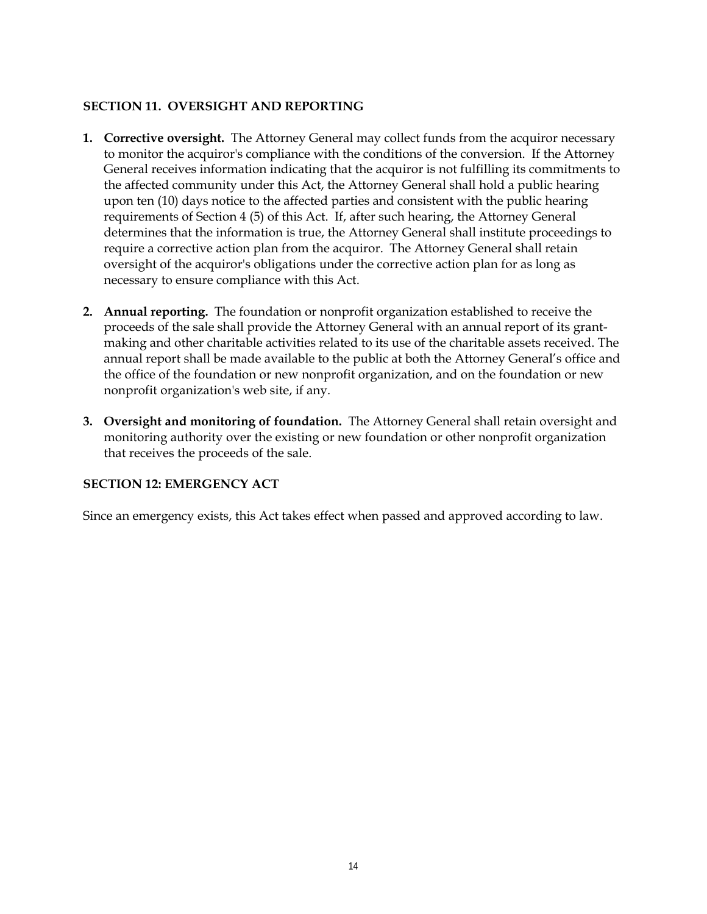### SECTION 11. OVERSIGHT AND REPORTING

1. **Corrective oversight.** The Attorney General may collect funds from the acquiror necessary to monitor the acquiror's compliance with the conditions of the conversion. If the Attorney General receives information indicating that the acquiror is not fulfilling its commitments to the affected community under this Act, the Attorney General shall hold a public hearing upon ten (10) days notice to the affected parties and consistent with the public hearing requirements of Section 4 (5) of this Act. If, after such hearing, the Attorney General determines that the information is true, the Attorney General shall institute proceedings to require a corrective action plan from the acquiror. The Attorney General shall retain oversight of the acquiror's obligations under the corrective action plan for as long as necessary to ensure compliance with this Act.

2. **Annual reporting.** The foundation or nonprofit organization established to receive the proceeds of the sale shall provide the Attorney General with an annual report of its grant-making and other charitable activities related to its use of the charitable assets received. The annual report shall be made available to the public at both the Attorney General's office and the office of the foundation or new nonprofit organization, and on the foundation or new nonprofit organization's web site, if any.

3. **Oversight and monitoring of foundation.** The Attorney General shall retain oversight and monitoring authority over the existing or new foundation or other nonprofit organization that receives the proceeds of the sale.

### SECTION 12: EMERGENCY ACT

Since an emergency exists, this Act takes effect when passed and approved according to law.